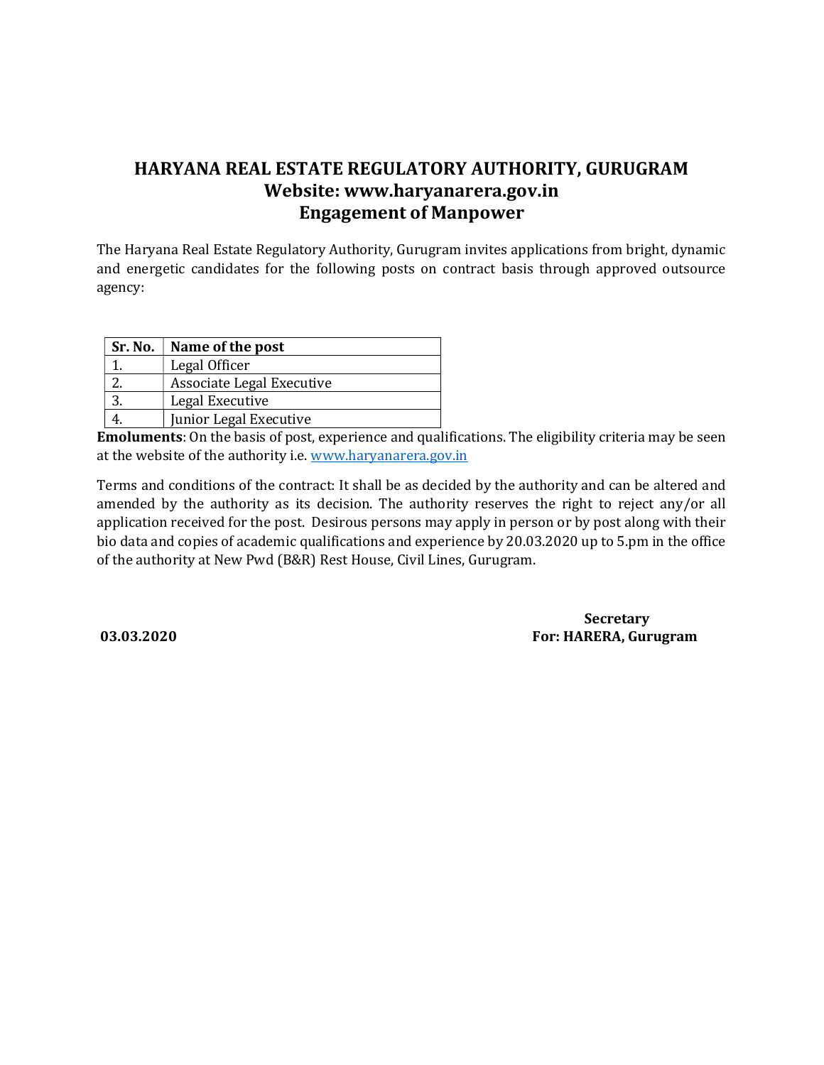# HARYANA REAL ESTATE REGULATORY AUTHORITY, GURUGRAM
## Website: www.haryanarera.gov.in
## Engagement of Manpower

The Haryana Real Estate Regulatory Authority, Gurugram invites applications from bright, dynamic and energetic candidates for the following posts on contract basis through approved outsource agency:

| Sr. No. | Name of the post |
|---|---|
| 1. | Legal Officer |
| 2. | Associate Legal Executive |
| 3. | Legal Executive |
| 4. | Junior Legal Executive |

**Emoluments**: On the basis of post, experience and qualifications. The eligibility criteria may be seen at the website of the authority i.e. www.haryanarera.gov.in

Terms and conditions of the contract: It shall be as decided by the authority and can be altered and amended by the authority as its decision. The authority reserves the right to reject any/or all application received for the post. Desirous persons may apply in person or by post along with their bio data and copies of academic qualifications and experience by 20.03.2020 up to 5.pm in the office of the authority at New Pwd (B&R) Rest House, Civil Lines, Gurugram.

**Secretary**
**For: HARERA, Gurugram**

**03.03.2020**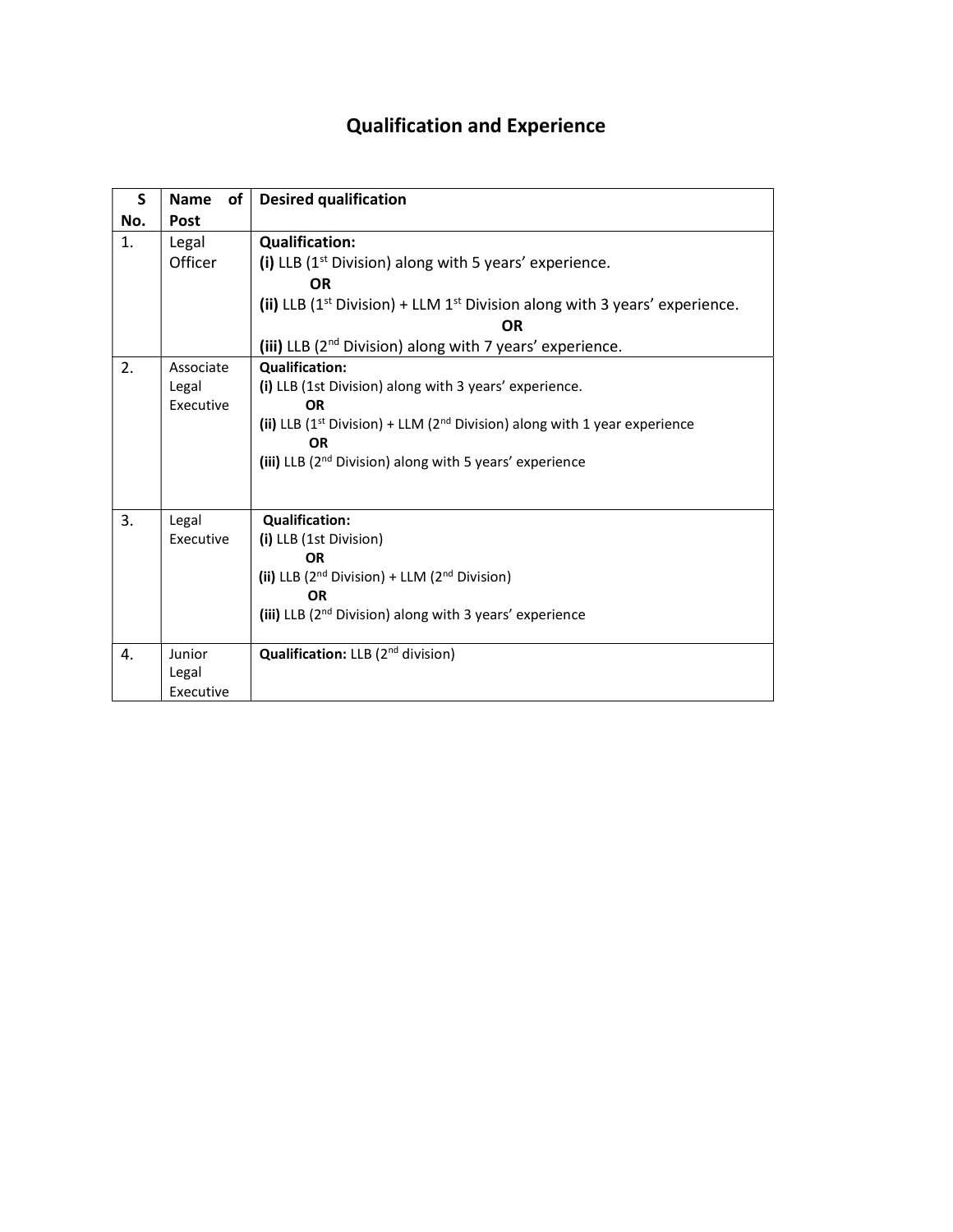# Qualification and Experience

| S No. | Name of Post | Desired qualification |
|---|---|---|
| 1. | Legal Officer | **Qualification:**<br>**(i)** LLB (1st Division) along with 5 years' experience.<br>**OR**<br>**(ii)** LLB (1st Division) + LLM 1st Division along with 3 years' experience.<br>**OR**<br>**(iii)** LLB (2nd Division) along with 7 years' experience. |
| 2. | Associate Legal Executive | **Qualification:**<br>**(i)** LLB (1st Division) along with 3 years' experience.<br>**OR**<br>**(ii)** LLB (1st Division) + LLM (2nd Division) along with 1 year experience<br>**OR**<br>**(iii)** LLB (2nd Division) along with 5 years' experience |
| 3. | Legal Executive | **Qualification:**<br>**(i)** LLB (1st Division)<br>**OR**<br>**(ii)** LLB (2nd Division) + LLM (2nd Division)<br>**OR**<br>**(iii)** LLB (2nd Division) along with 3 years' experience |
| 4. | Junior Legal Executive | **Qualification:** LLB (2nd division) |